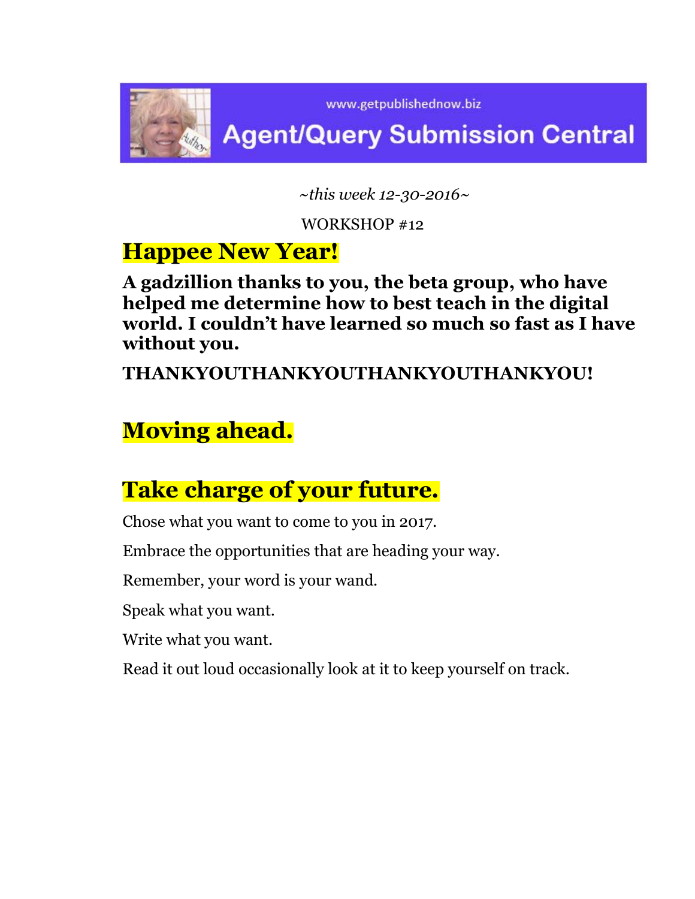www.getpublishednow.biz

# Agent/Query Submission Central

*~this week 12-30-2016~*

WORKSHOP #12

## Happee New Year!

**A gadzillion thanks to you, the beta group, who have helped me determine how to best teach in the digital world. I couldn't have learned so much so fast as I have without you.**

**THANKYOUTHANKYOUTHANKYOUTHANKYOU!**

## Moving ahead.

## Take charge of your future.

Chose what you want to come to you in 2017.

Embrace the opportunities that are heading your way.

Remember, your word is your wand.

Speak what you want.

Write what you want.

Read it out loud occasionally look at it to keep yourself on track.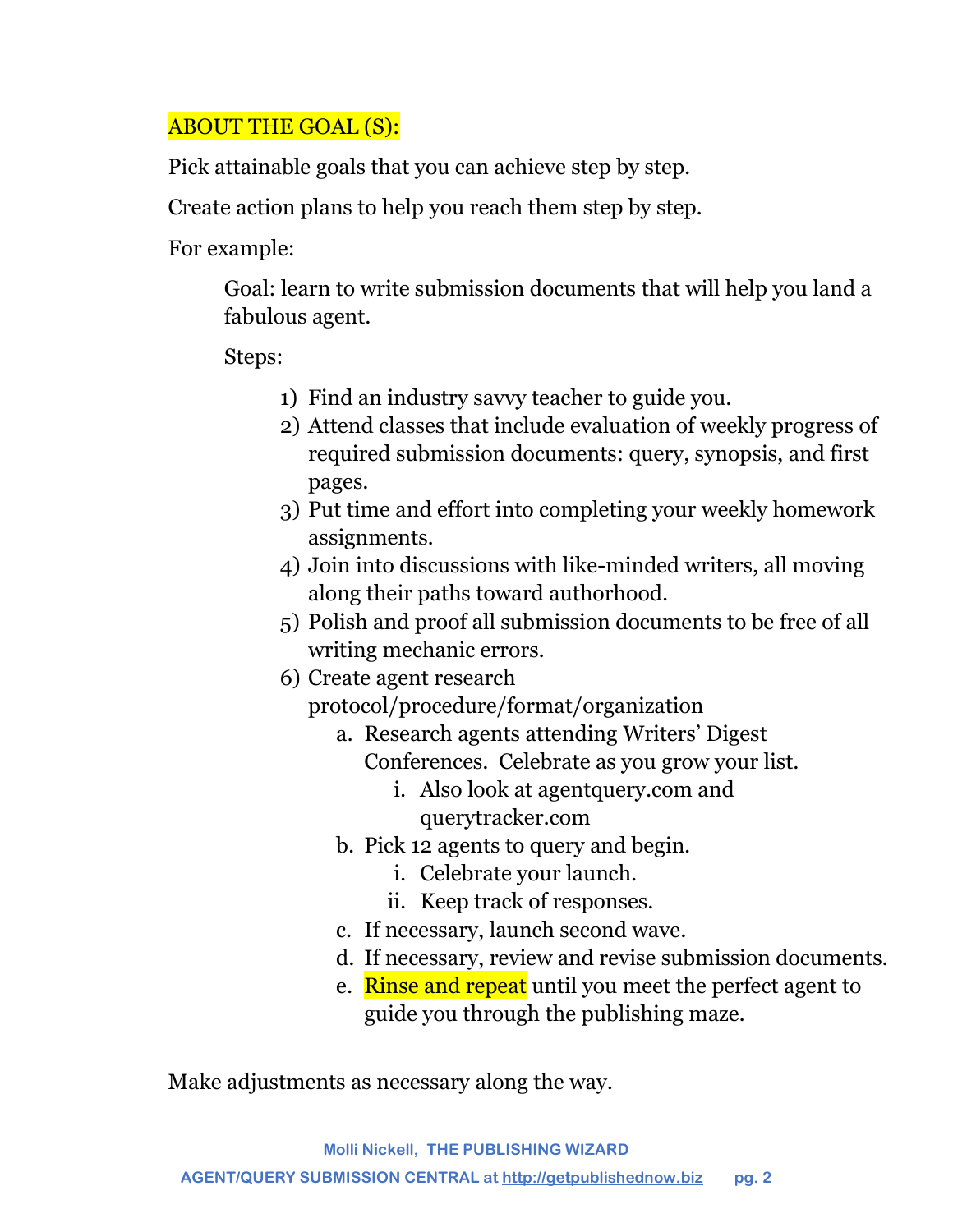## ABOUT THE GOAL (S):

Pick attainable goals that you can achieve step by step.

Create action plans to help you reach them step by step.

For example:

> Goal: learn to write submission documents that will help you land a fabulous agent.
>
> Steps:
>
> 1) Find an industry savvy teacher to guide you.
> 2) Attend classes that include evaluation of weekly progress of required submission documents: query, synopsis, and first pages.
> 3) Put time and effort into completing your weekly homework assignments.
> 4) Join into discussions with like-minded writers, all moving along their paths toward authorhood.
> 5) Polish and proof all submission documents to be free of all writing mechanic errors.
> 6) Create agent research protocol/procedure/format/organization
>     a. Research agents attending Writers' Digest Conferences. Celebrate as you grow your list.
>         i. Also look at agentquery.com and querytracker.com
>     b. Pick 12 agents to query and begin.
>         i. Celebrate your launch.
>         ii. Keep track of responses.
>     c. If necessary, launch second wave.
>     d. If necessary, review and revise submission documents.
>     e. Rinse and repeat until you meet the perfect agent to guide you through the publishing maze.

Make adjustments as necessary along the way.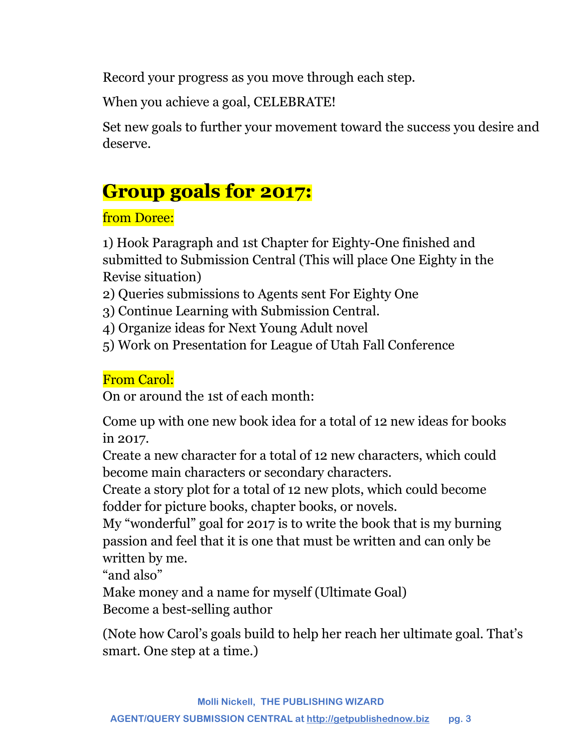Record your progress as you move through each step.

When you achieve a goal, CELEBRATE!

Set new goals to further your movement toward the success you desire and deserve.

# Group goals for 2017:

from Doree:

1) Hook Paragraph and 1st Chapter for Eighty-One finished and submitted to Submission Central (This will place One Eighty in the Revise situation)
2) Queries submissions to Agents sent For Eighty One
3) Continue Learning with Submission Central.
4) Organize ideas for Next Young Adult novel
5) Work on Presentation for League of Utah Fall Conference

From Carol:

On or around the 1st of each month:

Come up with one new book idea for a total of 12 new ideas for books in 2017.
Create a new character for a total of 12 new characters, which could become main characters or secondary characters.
Create a story plot for a total of 12 new plots, which could become fodder for picture books, chapter books, or novels.
My “wonderful” goal for 2017 is to write the book that is my burning passion and feel that it is one that must be written and can only be written by me.
“and also”
Make money and a name for myself (Ultimate Goal)
Become a best-selling author

(Note how Carol’s goals build to help her reach her ultimate goal. That’s smart. One step at a time.)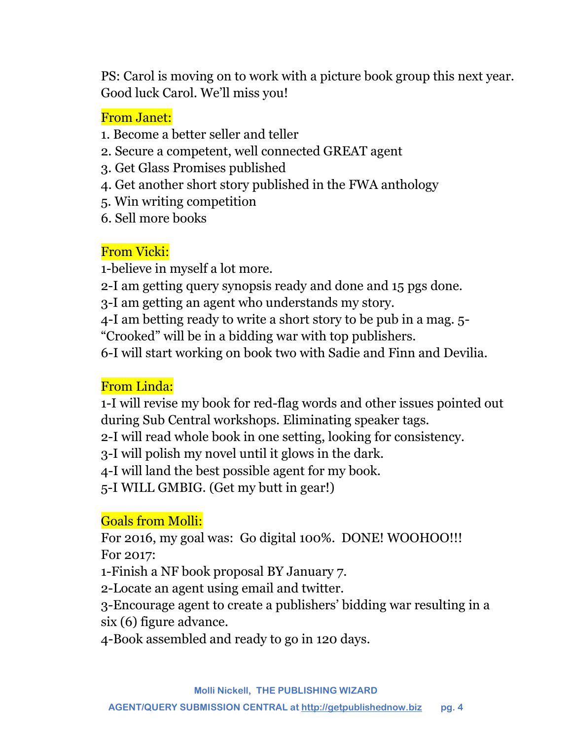PS: Carol is moving on to work with a picture book group this next year. Good luck Carol. We'll miss you!

From Janet:

1. Become a better seller and teller
2. Secure a competent, well connected GREAT agent
3. Get Glass Promises published
4. Get another short story published in the FWA anthology
5. Win writing competition
6. Sell more books

From Vicki:

1-believe in myself a lot more.
2-I am getting query synopsis ready and done and 15 pgs done.
3-I am getting an agent who understands my story.
4-I am betting ready to write a short story to be pub in a mag. 5-"Crooked" will be in a bidding war with top publishers.
6-I will start working on book two with Sadie and Finn and Devilia.

From Linda:

1-I will revise my book for red-flag words and other issues pointed out during Sub Central workshops. Eliminating speaker tags.
2-I will read whole book in one setting, looking for consistency.
3-I will polish my novel until it glows in the dark.
4-I will land the best possible agent for my book.
5-I WILL GMBIG. (Get my butt in gear!)

Goals from Molli:

For 2016, my goal was: Go digital 100%. DONE! WOOHOO!!!
For 2017:
1-Finish a NF book proposal BY January 7.
2-Locate an agent using email and twitter.
3-Encourage agent to create a publishers' bidding war resulting in a six (6) figure advance.
4-Book assembled and ready to go in 120 days.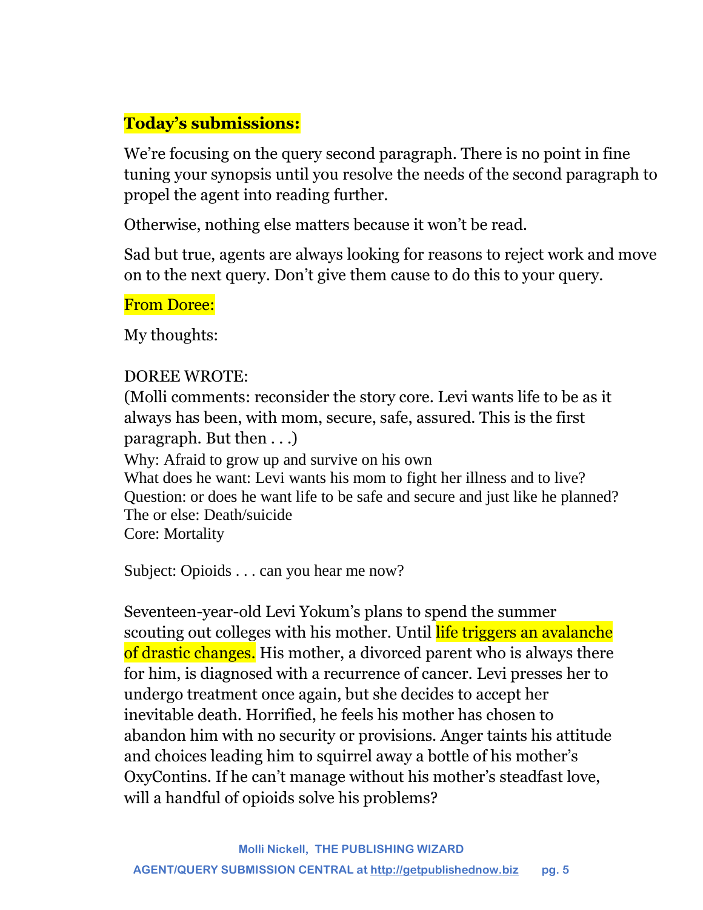**Today's submissions:**

We're focusing on the query second paragraph. There is no point in fine tuning your synopsis until you resolve the needs of the second paragraph to propel the agent into reading further.

Otherwise, nothing else matters because it won't be read.

Sad but true, agents are always looking for reasons to reject work and move on to the next query. Don't give them cause to do this to your query.

From Doree:

My thoughts:

DOREE WROTE:
(Molli comments: reconsider the story core. Levi wants life to be as it always has been, with mom, secure, safe, assured. This is the first paragraph. But then . . .)
Why: Afraid to grow up and survive on his own
What does he want: Levi wants his mom to fight her illness and to live?
Question: or does he want life to be safe and secure and just like he planned?
The or else: Death/suicide
Core: Mortality

Subject: Opioids . . . can you hear me now?

Seventeen-year-old Levi Yokum's plans to spend the summer scouting out colleges with his mother. Until life triggers an avalanche of drastic changes. His mother, a divorced parent who is always there for him, is diagnosed with a recurrence of cancer. Levi presses her to undergo treatment once again, but she decides to accept her inevitable death. Horrified, he feels his mother has chosen to abandon him with no security or provisions. Anger taints his attitude and choices leading him to squirrel away a bottle of his mother's OxyContins. If he can't manage without his mother's steadfast love, will a handful of opioids solve his problems?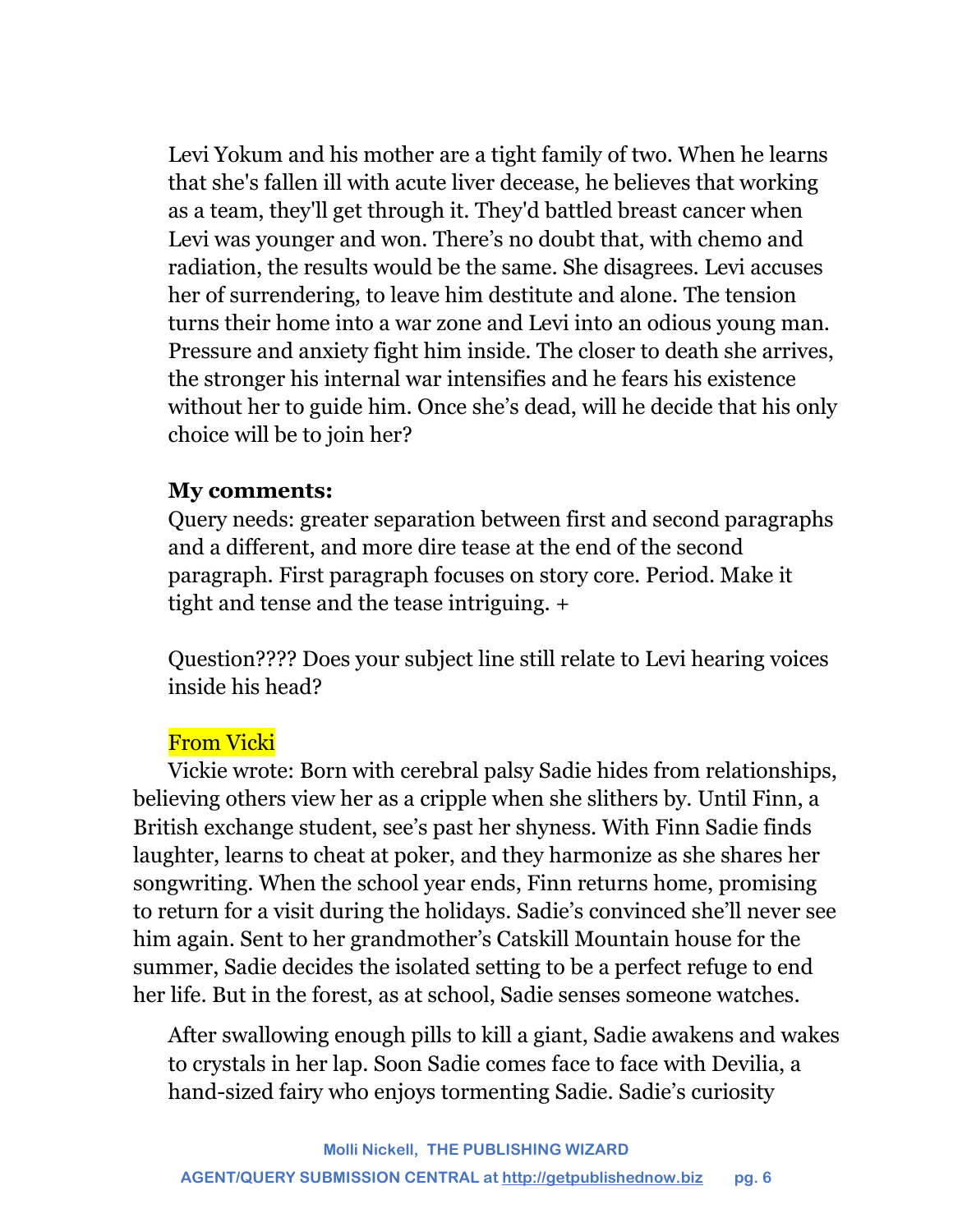Levi Yokum and his mother are a tight family of two. When he learns that she's fallen ill with acute liver decease, he believes that working as a team, they'll get through it. They'd battled breast cancer when Levi was younger and won. There's no doubt that, with chemo and radiation, the results would be the same. She disagrees. Levi accuses her of surrendering, to leave him destitute and alone. The tension turns their home into a war zone and Levi into an odious young man. Pressure and anxiety fight him inside. The closer to death she arrives, the stronger his internal war intensifies and he fears his existence without her to guide him. Once she's dead, will he decide that his only choice will be to join her?

**My comments:**
Query needs: greater separation between first and second paragraphs and a different, and more dire tease at the end of the second paragraph. First paragraph focuses on story core. Period. Make it tight and tense and the tease intriguing. +

Question???? Does your subject line still relate to Levi hearing voices inside his head?

From Vicki

Vickie wrote: Born with cerebral palsy Sadie hides from relationships, believing others view her as a cripple when she slithers by. Until Finn, a British exchange student, see's past her shyness. With Finn Sadie finds laughter, learns to cheat at poker, and they harmonize as she shares her songwriting. When the school year ends, Finn returns home, promising to return for a visit during the holidays. Sadie's convinced she'll never see him again. Sent to her grandmother's Catskill Mountain house for the summer, Sadie decides the isolated setting to be a perfect refuge to end her life. But in the forest, as at school, Sadie senses someone watches.

After swallowing enough pills to kill a giant, Sadie awakens and wakes to crystals in her lap. Soon Sadie comes face to face with Devilia, a hand-sized fairy who enjoys tormenting Sadie. Sadie's curiosity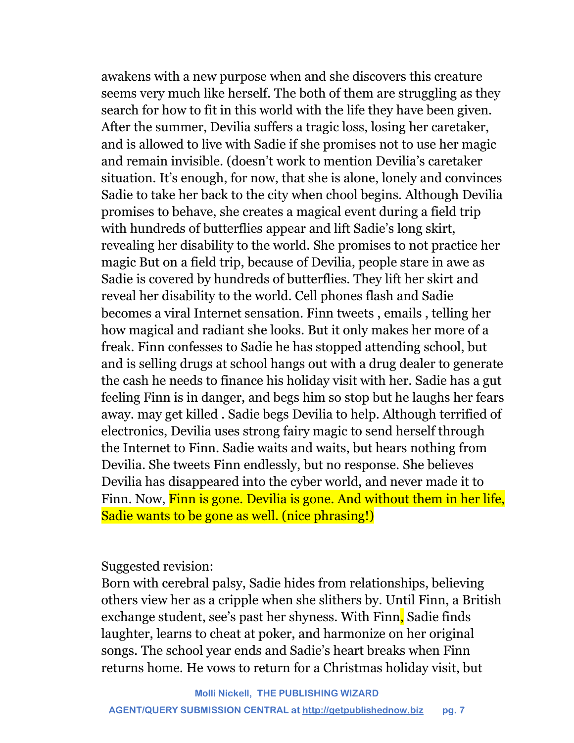awakens with a new purpose when and she discovers this creature seems very much like herself. The both of them are struggling as they search for how to fit in this world with the life they have been given. After the summer, Devilia suffers a tragic loss, losing her caretaker, and is allowed to live with Sadie if she promises not to use her magic and remain invisible. (doesn't work to mention Devilia's caretaker situation. It's enough, for now, that she is alone, lonely and convinces Sadie to take her back to the city when chool begins. Although Devilia promises to behave, she creates a magical event during a field trip with hundreds of butterflies appear and lift Sadie's long skirt, revealing her disability to the world. She promises to not practice her magic But on a field trip, because of Devilia, people stare in awe as Sadie is covered by hundreds of butterflies. They lift her skirt and reveal her disability to the world. Cell phones flash and Sadie becomes a viral Internet sensation. Finn tweets , emails , telling her how magical and radiant she looks. But it only makes her more of a freak. Finn confesses to Sadie he has stopped attending school, but and is selling drugs at school hangs out with a drug dealer to generate the cash he needs to finance his holiday visit with her. Sadie has a gut feeling Finn is in danger, and begs him so stop but he laughs her fears away. may get killed . Sadie begs Devilia to help. Although terrified of electronics, Devilia uses strong fairy magic to send herself through the Internet to Finn. Sadie waits and waits, but hears nothing from Devilia. She tweets Finn endlessly, but no response. She believes Devilia has disappeared into the cyber world, and never made it to Finn. Now, Finn is gone. Devilia is gone. And without them in her life, Sadie wants to be gone as well. (nice phrasing!)

Suggested revision:

Born with cerebral palsy, Sadie hides from relationships, believing others view her as a cripple when she slithers by. Until Finn, a British exchange student, see's past her shyness. With Finn, Sadie finds laughter, learns to cheat at poker, and harmonize on her original songs. The school year ends and Sadie's heart breaks when Finn returns home. He vows to return for a Christmas holiday visit, but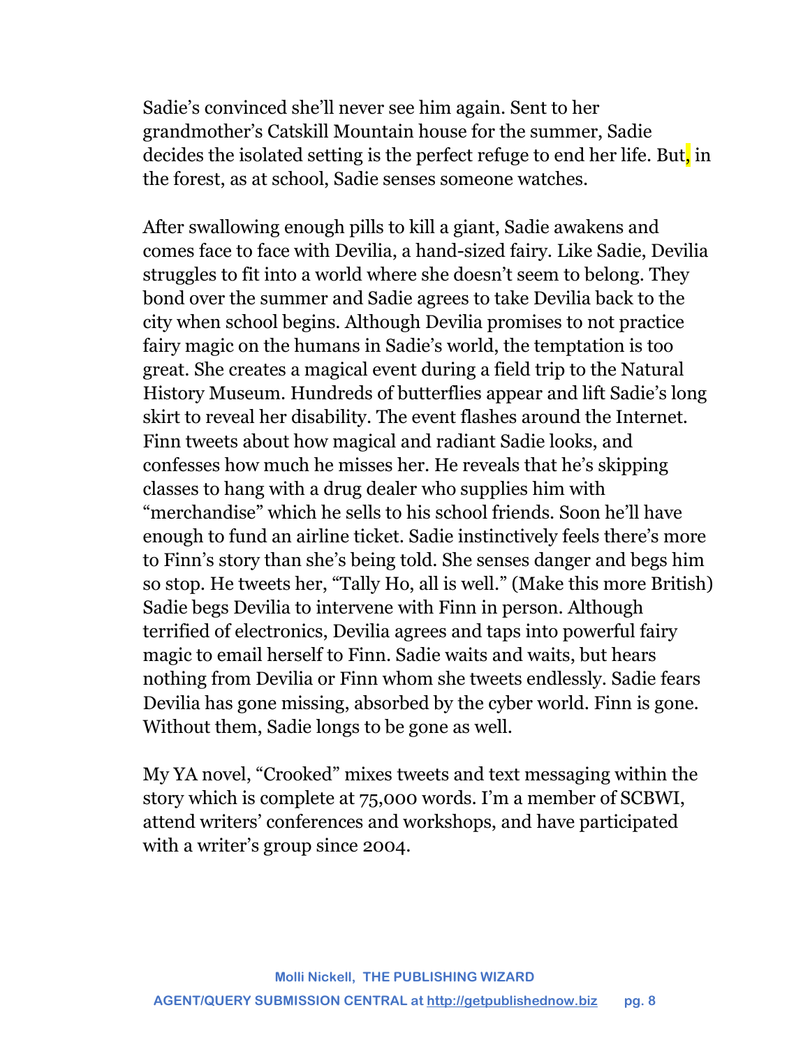Sadie's convinced she'll never see him again. Sent to her grandmother's Catskill Mountain house for the summer, Sadie decides the isolated setting is the perfect refuge to end her life. But, in the forest, as at school, Sadie senses someone watches.

After swallowing enough pills to kill a giant, Sadie awakens and comes face to face with Devilia, a hand-sized fairy. Like Sadie, Devilia struggles to fit into a world where she doesn't seem to belong. They bond over the summer and Sadie agrees to take Devilia back to the city when school begins. Although Devilia promises to not practice fairy magic on the humans in Sadie's world, the temptation is too great. She creates a magical event during a field trip to the Natural History Museum. Hundreds of butterflies appear and lift Sadie's long skirt to reveal her disability. The event flashes around the Internet. Finn tweets about how magical and radiant Sadie looks, and confesses how much he misses her. He reveals that he's skipping classes to hang with a drug dealer who supplies him with "merchandise" which he sells to his school friends. Soon he'll have enough to fund an airline ticket. Sadie instinctively feels there's more to Finn's story than she's being told. She senses danger and begs him so stop. He tweets her, "Tally Ho, all is well." (Make this more British) Sadie begs Devilia to intervene with Finn in person. Although terrified of electronics, Devilia agrees and taps into powerful fairy magic to email herself to Finn. Sadie waits and waits, but hears nothing from Devilia or Finn whom she tweets endlessly. Sadie fears Devilia has gone missing, absorbed by the cyber world. Finn is gone. Without them, Sadie longs to be gone as well.

My YA novel, "Crooked" mixes tweets and text messaging within the story which is complete at 75,000 words. I'm a member of SCBWI, attend writers' conferences and workshops, and have participated with a writer's group since 2004.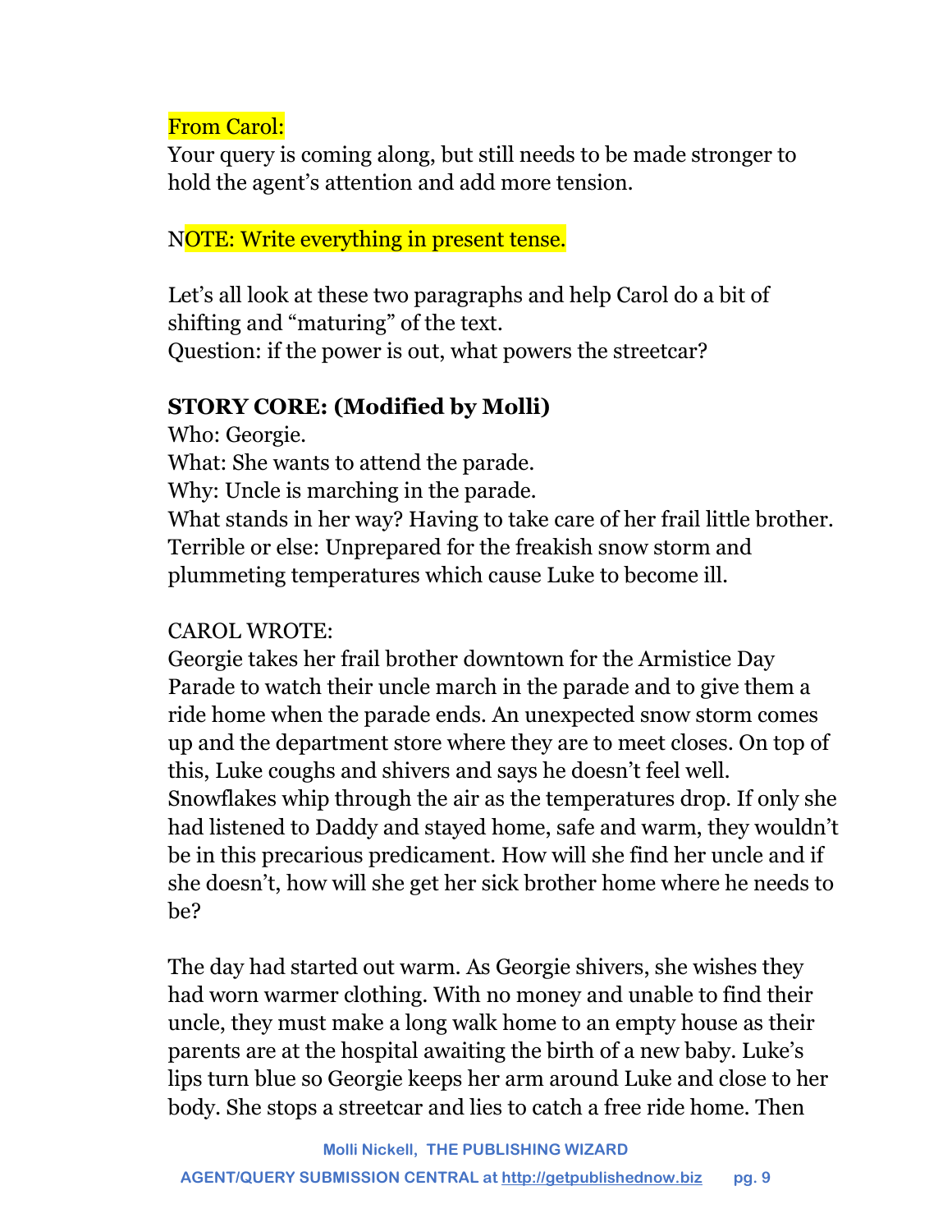From Carol:
Your query is coming along, but still needs to be made stronger to hold the agent's attention and add more tension.

NOTE: Write everything in present tense.

Let's all look at these two paragraphs and help Carol do a bit of shifting and "maturing" of the text.
Question: if the power is out, what powers the streetcar?

**STORY CORE: (Modified by Molli)**
Who: Georgie.
What: She wants to attend the parade.
Why: Uncle is marching in the parade.
What stands in her way? Having to take care of her frail little brother.
Terrible or else: Unprepared for the freakish snow storm and plummeting temperatures which cause Luke to become ill.

CAROL WROTE:
Georgie takes her frail brother downtown for the Armistice Day Parade to watch their uncle march in the parade and to give them a ride home when the parade ends. An unexpected snow storm comes up and the department store where they are to meet closes. On top of this, Luke coughs and shivers and says he doesn't feel well. Snowflakes whip through the air as the temperatures drop. If only she had listened to Daddy and stayed home, safe and warm, they wouldn't be in this precarious predicament. How will she find her uncle and if she doesn't, how will she get her sick brother home where he needs to be?

The day had started out warm. As Georgie shivers, she wishes they had worn warmer clothing. With no money and unable to find their uncle, they must make a long walk home to an empty house as their parents are at the hospital awaiting the birth of a new baby. Luke's lips turn blue so Georgie keeps her arm around Luke and close to her body. She stops a streetcar and lies to catch a free ride home. Then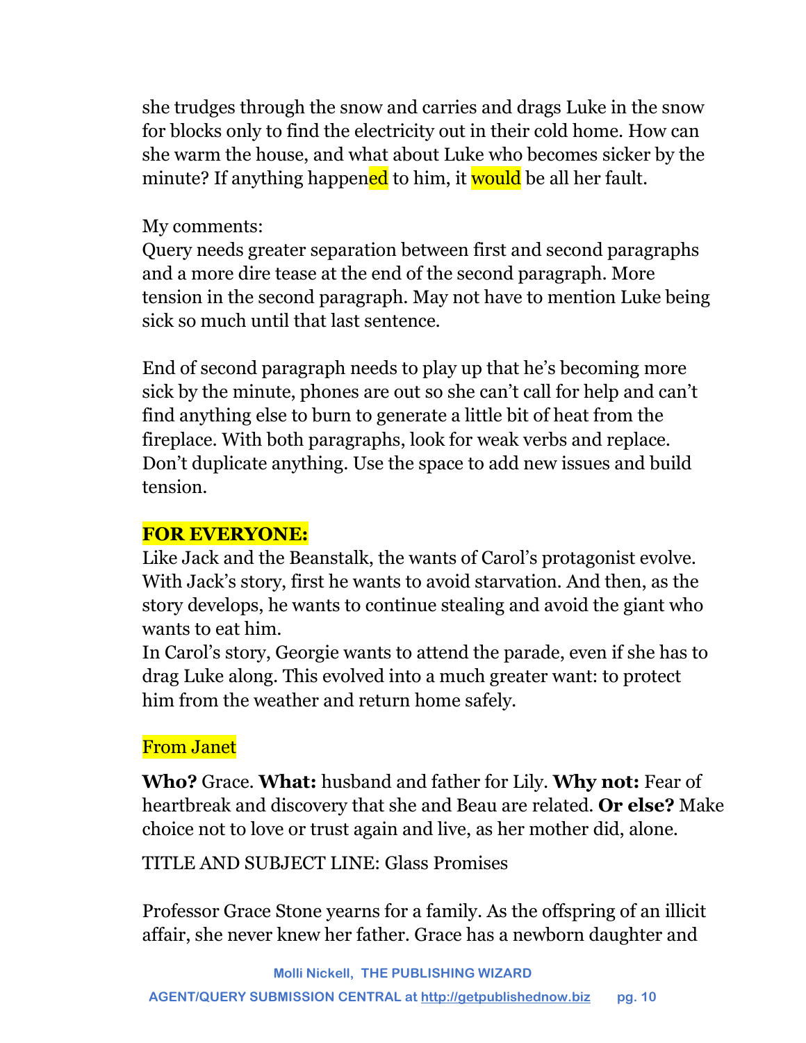she trudges through the snow and carries and drags Luke in the snow for blocks only to find the electricity out in their cold home. How can she warm the house, and what about Luke who becomes sicker by the minute? If anything happened to him, it would be all her fault.

My comments:
Query needs greater separation between first and second paragraphs and a more dire tease at the end of the second paragraph. More tension in the second paragraph. May not have to mention Luke being sick so much until that last sentence.

End of second paragraph needs to play up that he's becoming more sick by the minute, phones are out so she can't call for help and can't find anything else to burn to generate a little bit of heat from the fireplace. With both paragraphs, look for weak verbs and replace. Don't duplicate anything. Use the space to add new issues and build tension.

**FOR EVERYONE:**

Like Jack and the Beanstalk, the wants of Carol's protagonist evolve. With Jack's story, first he wants to avoid starvation. And then, as the story develops, he wants to continue stealing and avoid the giant who wants to eat him.
In Carol's story, Georgie wants to attend the parade, even if she has to drag Luke along. This evolved into a much greater want: to protect him from the weather and return home safely.

From Janet

**Who?** Grace. **What:** husband and father for Lily. **Why not:** Fear of heartbreak and discovery that she and Beau are related. **Or else?** Make choice not to love or trust again and live, as her mother did, alone.

TITLE AND SUBJECT LINE: Glass Promises

Professor Grace Stone yearns for a family. As the offspring of an illicit affair, she never knew her father. Grace has a newborn daughter and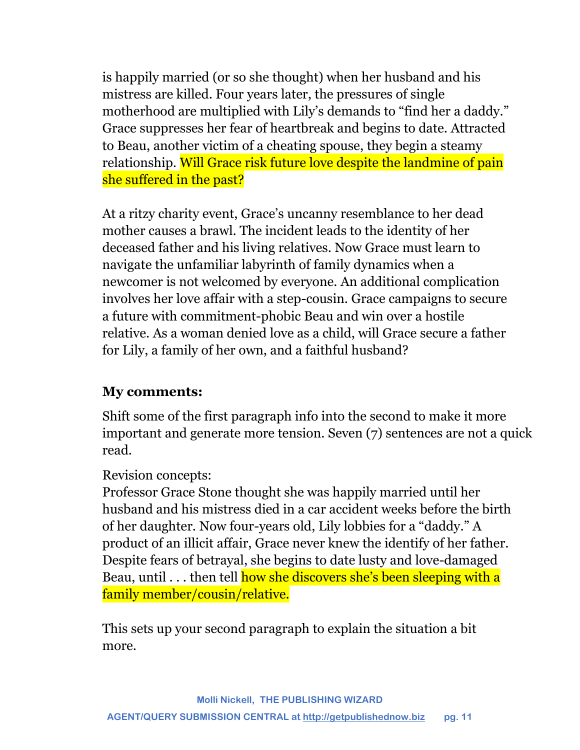is happily married (or so she thought) when her husband and his mistress are killed. Four years later, the pressures of single motherhood are multiplied with Lily's demands to "find her a daddy." Grace suppresses her fear of heartbreak and begins to date. Attracted to Beau, another victim of a cheating spouse, they begin a steamy relationship. Will Grace risk future love despite the landmine of pain she suffered in the past?

At a ritzy charity event, Grace's uncanny resemblance to her dead mother causes a brawl. The incident leads to the identity of her deceased father and his living relatives. Now Grace must learn to navigate the unfamiliar labyrinth of family dynamics when a newcomer is not welcomed by everyone. An additional complication involves her love affair with a step-cousin. Grace campaigns to secure a future with commitment-phobic Beau and win over a hostile relative. As a woman denied love as a child, will Grace secure a father for Lily, a family of her own, and a faithful husband?

**My comments:**

Shift some of the first paragraph info into the second to make it more important and generate more tension. Seven (7) sentences are not a quick read.

Revision concepts:
Professor Grace Stone thought she was happily married until her husband and his mistress died in a car accident weeks before the birth of her daughter. Now four-years old, Lily lobbies for a "daddy." A product of an illicit affair, Grace never knew the identify of her father. Despite fears of betrayal, she begins to date lusty and love-damaged Beau, until . . . then tell how she discovers she's been sleeping with a family member/cousin/relative.

This sets up your second paragraph to explain the situation a bit more.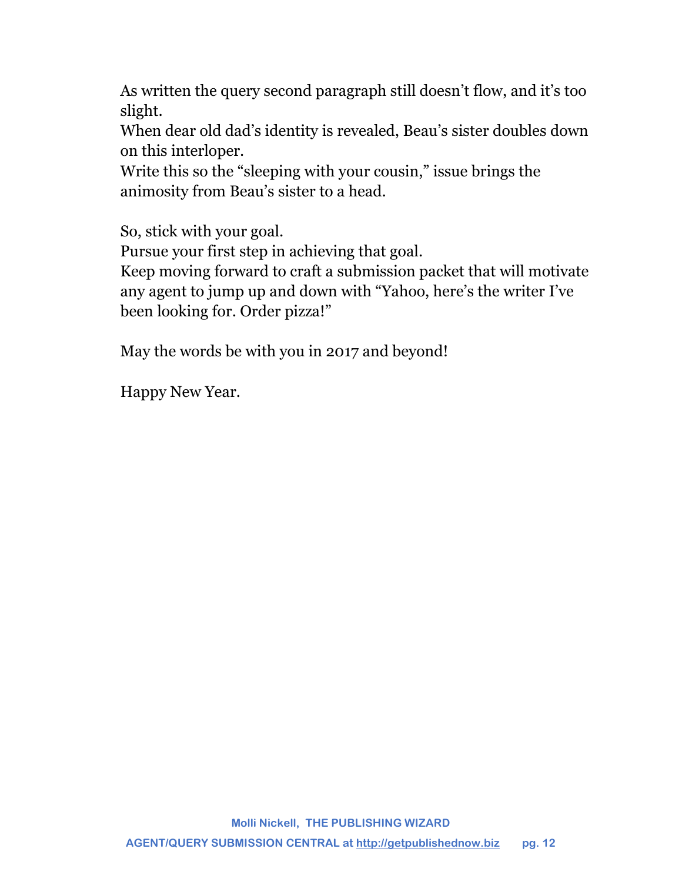As written the query second paragraph still doesn't flow, and it's too slight.
When dear old dad's identity is revealed, Beau's sister doubles down on this interloper.
Write this so the "sleeping with your cousin," issue brings the animosity from Beau's sister to a head.

So, stick with your goal.
Pursue your first step in achieving that goal.
Keep moving forward to craft a submission packet that will motivate any agent to jump up and down with "Yahoo, here's the writer I've been looking for. Order pizza!"

May the words be with you in 2017 and beyond!

Happy New Year.